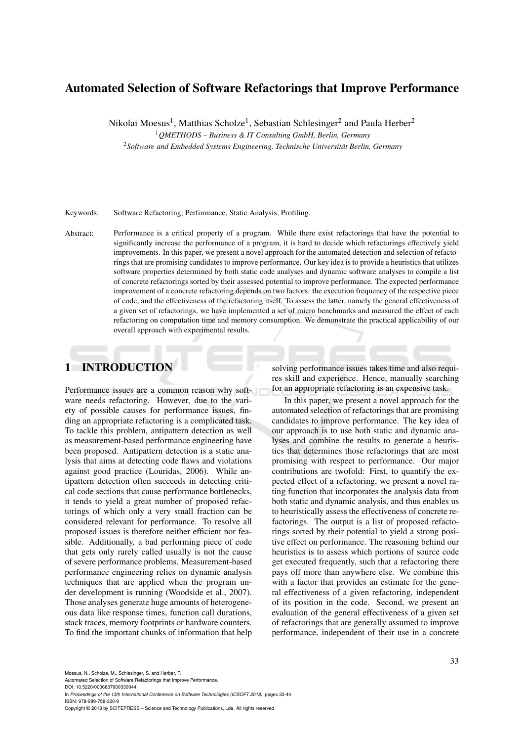# Automated Selection of Software Refactorings that Improve Performance

Nikolai Moesus[1], Matthias Scholze[1], Sebastian Schlesinger[2] and Paula Herber[2]

[1]*QMETHODS – Business & IT Consulting GmbH, Berlin, Germany*

[2]*Software and Embedded Systems Engineering, Technische Universität Berlin, Germany*

Keywords: Software Refactoring, Performance, Static Analysis, Profiling.

Abstract: Performance is a critical property of a program. While there exist refactorings that have the potential to significantly increase the performance of a program, it is hard to decide which refactorings effectively yield improvements. In this paper, we present a novel approach for the automated detection and selection of refactorings that are promising candidates to improve performance. Our key idea is to provide a heuristics that utilizes software properties determined by both static code analyses and dynamic software analyses to compile a list of concrete refactorings sorted by their assessed potential to improve performance. The expected performance improvement of a concrete refactoring depends on two factors: the execution frequency of the respective piece of code, and the effectiveness of the refactoring itself. To assess the latter, namely the general effectiveness of a given set of refactorings, we have implemented a set of micro benchmarks and measured the effect of each refactoring on computation time and memory consumption. We demonstrate the practical applicability of our overall approach with experimental results.

## 1 INTRODUCTION

Performance issues are a common reason why software needs refactoring. However, due to the variety of possible causes for performance issues, finding an appropriate refactoring is a complicated task. To tackle this problem, antipattern detection as well as measurement-based performance engineering have been proposed. Antipattern detection is a static analysis that aims at detecting code flaws and violations against good practice (Louridas, 2006). While antipattern detection often succeeds in detecting critical code sections that cause performance bottlenecks, it tends to yield a great number of proposed refactorings of which only a very small fraction can be considered relevant for performance. To resolve all proposed issues is therefore neither efficient nor feasible. Additionally, a bad performing piece of code that gets only rarely called usually is not the cause of severe performance problems. Measurement-based performance engineering relies on dynamic analysis techniques that are applied when the program under development is running (Woodside et al., 2007). Those analyses generate huge amounts of heterogeneous data like response times, function call durations, stack traces, memory footprints or hardware counters. To find the important chunks of information that help solving performance issues takes time and also requires skill and experience. Hence, manually searching for an appropriate refactoring is an expensive task.

In this paper, we present a novel approach for the automated selection of refactorings that are promising candidates to improve performance. The key idea of our approach is to use both static and dynamic analyses and combine the results to generate a heuristics that determines those refactorings that are most promising with respect to performance. Our major contributions are twofold: First, to quantify the expected effect of a refactoring, we present a novel rating function that incorporates the analysis data from both static and dynamic analysis, and thus enables us to heuristically assess the effectiveness of concrete refactorings. The output is a list of proposed refactorings sorted by their potential to yield a strong positive effect on performance. The reasoning behind our heuristics is to assess which portions of source code get executed frequently, such that a refactoring there pays off more than anywhere else. We combine this with a factor that provides an estimate for the general effectiveness of a given refactoring, independent of its position in the code. Second, we present an evaluation of the general effectiveness of a given set of refactorings that are generally assumed to improve performance, independent of their use in a concrete

Moesus, N., Scholze, M., Schlesinger, S. and Herber, P.
Automated Selection of Software Refactorings that Improve Performance.
DOI: 10.5220/0006837900330044
In *Proceedings of the 13th International Conference on Software Technologies (ICSOFT 2018)*, pages 33-44
ISBN: 978-989-758-320-9
Copyright © 2018 by SCITEPRESS – Science and Technology Publications, Lda. All rights reserved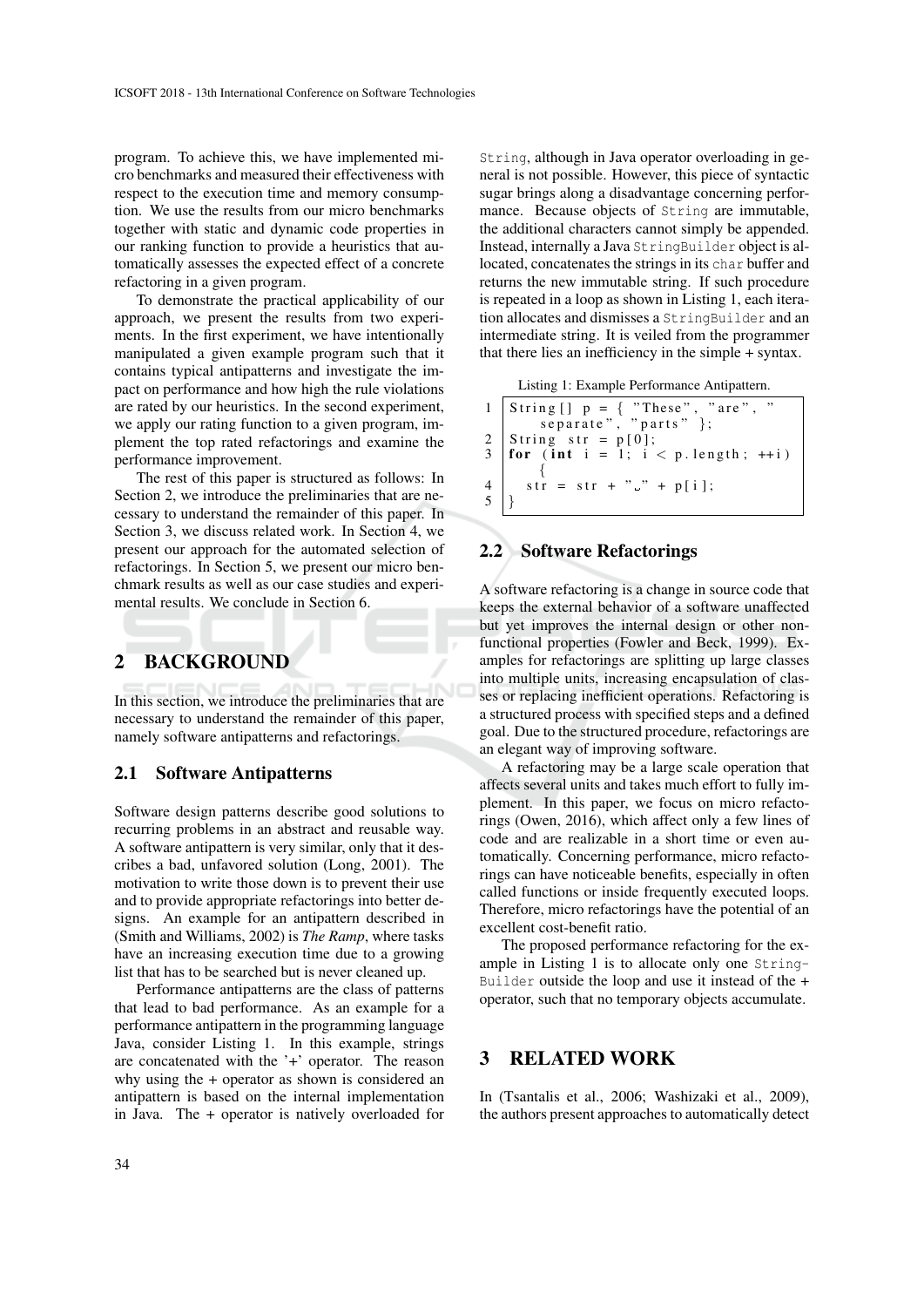program. To achieve this, we have implemented micro benchmarks and measured their effectiveness with respect to the execution time and memory consumption. We use the results from our micro benchmarks together with static and dynamic code properties in our ranking function to provide a heuristics that automatically assesses the expected effect of a concrete refactoring in a given program.

To demonstrate the practical applicability of our approach, we present the results from two experiments. In the first experiment, we have intentionally manipulated a given example program such that it contains typical antipatterns and investigate the impact on performance and how high the rule violations are rated by our heuristics. In the second experiment, we apply our rating function to a given program, implement the top rated refactorings and examine the performance improvement.

The rest of this paper is structured as follows: In Section 2, we introduce the preliminaries that are necessary to understand the remainder of this paper. In Section 3, we discuss related work. In Section 4, we present our approach for the automated selection of refactorings. In Section 5, we present our micro benchmark results as well as our case studies and experimental results. We conclude in Section 6.

## 2 BACKGROUND

In this section, we introduce the preliminaries that are necessary to understand the remainder of this paper, namely software antipatterns and refactorings.

### 2.1 Software Antipatterns

Software design patterns describe good solutions to recurring problems in an abstract and reusable way. A software antipattern is very similar, only that it describes a bad, unfavored solution (Long, 2001). The motivation to write those down is to prevent their use and to provide appropriate refactorings into better designs. An example for an antipattern described in (Smith and Williams, 2002) is *The Ramp*, where tasks have an increasing execution time due to a growing list that has to be searched but is never cleaned up.

Performance antipatterns are the class of patterns that lead to bad performance. As an example for a performance antipattern in the programming language Java, consider Listing 1. In this example, strings are concatenated with the '+' operator. The reason why using the + operator as shown is considered an antipattern is based on the internal implementation in Java. The + operator is natively overloaded for `String`, although in Java operator overloading in general is not possible. However, this piece of syntactic sugar brings along a disadvantage concerning performance. Because objects of `String` are immutable, the additional characters cannot simply be appended. Instead, internally a Java `StringBuilder` object is allocated, concatenates the strings in its `char` buffer and returns the new immutable string. If such procedure is repeated in a loop as shown in Listing 1, each iteration allocates and dismisses a `StringBuilder` and an intermediate string. It is veiled from the programmer that there lies an inefficiency in the simple + syntax.

Listing 1: Example Performance Antipattern.

```
1 String[] p = { "These", "are", "separate", "parts" };
2 String str = p[0];
3 for (int i = 1; i < p.length; ++i) {
4   str = str + " " + p[i];
5 }
```

### 2.2 Software Refactorings

A software refactoring is a change in source code that keeps the external behavior of a software unaffected but yet improves the internal design or other non-functional properties (Fowler and Beck, 1999). Examples for refactorings are splitting up large classes into multiple units, increasing encapsulation of classes or replacing inefficient operations. Refactoring is a structured process with specified steps and a defined goal. Due to the structured procedure, refactorings are an elegant way of improving software.

A refactoring may be a large scale operation that affects several units and takes much effort to fully implement. In this paper, we focus on micro refactorings (Owen, 2016), which affect only a few lines of code and are realizable in a short time or even automatically. Concerning performance, micro refactorings can have noticeable benefits, especially in often called functions or inside frequently executed loops. Therefore, micro refactorings have the potential of an excellent cost-benefit ratio.

The proposed performance refactoring for the example in Listing 1 is to allocate only one `StringBuilder` outside the loop and use it instead of the + operator, such that no temporary objects accumulate.

## 3 RELATED WORK

In (Tsantalis et al., 2006; Washizaki et al., 2009), the authors present approaches to automatically detect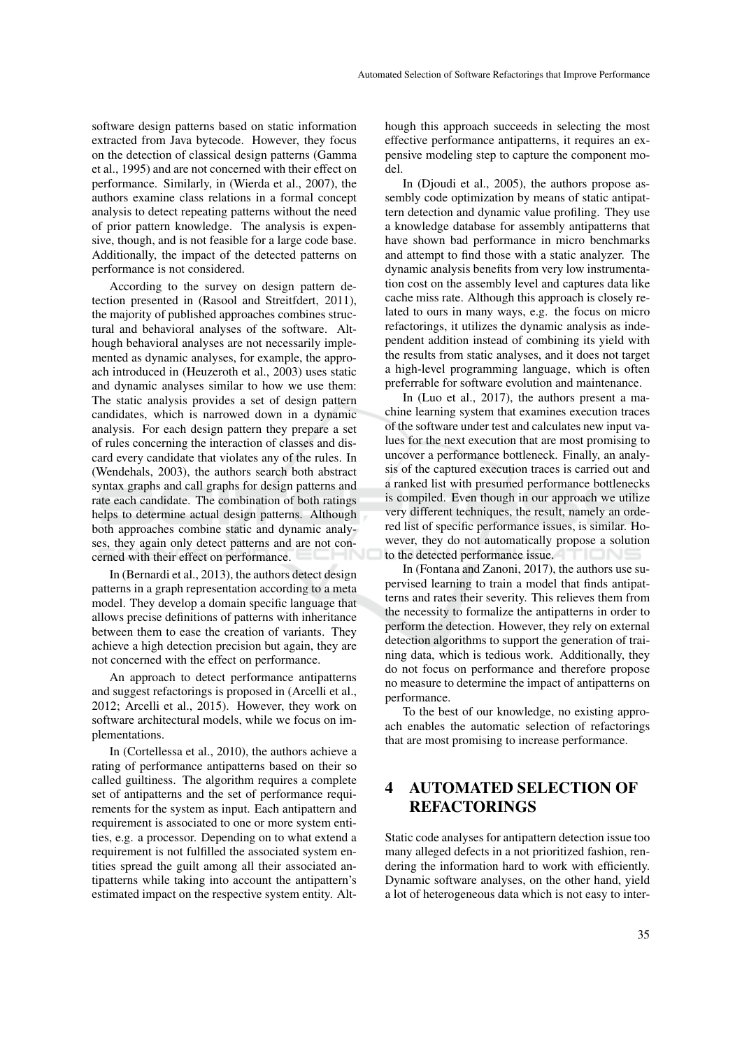software design patterns based on static information extracted from Java bytecode. However, they focus on the detection of classical design patterns (Gamma et al., 1995) and are not concerned with their effect on performance. Similarly, in (Wierda et al., 2007), the authors examine class relations in a formal concept analysis to detect repeating patterns without the need of prior pattern knowledge. The analysis is expensive, though, and is not feasible for a large code base. Additionally, the impact of the detected patterns on performance is not considered.

According to the survey on design pattern detection presented in (Rasool and Streitfdert, 2011), the majority of published approaches combines structural and behavioral analyses of the software. Although behavioral analyses are not necessarily implemented as dynamic analyses, for example, the approach introduced in (Heuzeroth et al., 2003) uses static and dynamic analyses similar to how we use them: The static analysis provides a set of design pattern candidates, which is narrowed down in a dynamic analysis. For each design pattern they prepare a set of rules concerning the interaction of classes and discard every candidate that violates any of the rules. In (Wendehals, 2003), the authors search both abstract syntax graphs and call graphs for design patterns and rate each candidate. The combination of both ratings helps to determine actual design patterns. Although both approaches combine static and dynamic analyses, they again only detect patterns and are not concerned with their effect on performance.

In (Bernardi et al., 2013), the authors detect design patterns in a graph representation according to a meta model. They develop a domain specific language that allows precise definitions of patterns with inheritance between them to ease the creation of variants. They achieve a high detection precision but again, they are not concerned with the effect on performance.

An approach to detect performance antipatterns and suggest refactorings is proposed in (Arcelli et al., 2012; Arcelli et al., 2015). However, they work on software architectural models, while we focus on implementations.

In (Cortellessa et al., 2010), the authors achieve a rating of performance antipatterns based on their so called guiltiness. The algorithm requires a complete set of antipatterns and the set of performance requirements for the system as input. Each antipattern and requirement is associated to one or more system entities, e.g. a processor. Depending on to what extend a requirement is not fulfilled the associated system entities spread the guilt among all their associated antipatterns while taking into account the antipattern's estimated impact on the respective system entity. Although this approach succeeds in selecting the most effective performance antipatterns, it requires an expensive modeling step to capture the component model.

In (Djoudi et al., 2005), the authors propose assembly code optimization by means of static antipattern detection and dynamic value profiling. They use a knowledge database for assembly antipatterns that have shown bad performance in micro benchmarks and attempt to find those with a static analyzer. The dynamic analysis benefits from very low instrumentation cost on the assembly level and captures data like cache miss rate. Although this approach is closely related to ours in many ways, e.g. the focus on micro refactorings, it utilizes the dynamic analysis as independent addition instead of combining its yield with the results from static analyses, and it does not target a high-level programming language, which is often preferrable for software evolution and maintenance.

In (Luo et al., 2017), the authors present a machine learning system that examines execution traces of the software under test and calculates new input values for the next execution that are most promising to uncover a performance bottleneck. Finally, an analysis of the captured execution traces is carried out and a ranked list with presumed performance bottlenecks is compiled. Even though in our approach we utilize very different techniques, the result, namely an ordered list of specific performance issues, is similar. However, they do not automatically propose a solution to the detected performance issue.

In (Fontana and Zanoni, 2017), the authors use supervised learning to train a model that finds antipatterns and rates their severity. This relieves them from the necessity to formalize the antipatterns in order to perform the detection. However, they rely on external detection algorithms to support the generation of training data, which is tedious work. Additionally, they do not focus on performance and therefore propose no measure to determine the impact of antipatterns on performance.

To the best of our knowledge, no existing approach enables the automatic selection of refactorings that are most promising to increase performance.

# 4 AUTOMATED SELECTION OF REFACTORINGS

Static code analyses for antipattern detection issue too many alleged defects in a not prioritized fashion, rendering the information hard to work with efficiently. Dynamic software analyses, on the other hand, yield a lot of heterogeneous data which is not easy to inter-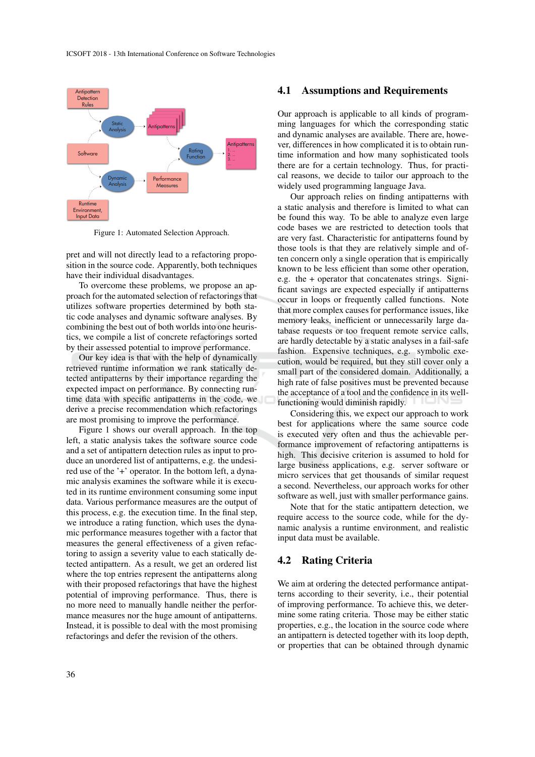Antipattern Detection Rules

Static Analysis

Antipatterns

Software

Rating Function

Antipatterns
1. ...
2. ...
3. ...

Dynamic Analysis

Performance Measures

Runtime Environment, Input Data

Figure 1: Automated Selection Approach.

pret and will not directly lead to a refactoring proposition in the source code. Apparently, both techniques have their individual disadvantages.

To overcome these problems, we propose an approach for the automated selection of refactorings that utilizes software properties determined by both static code analyses and dynamic software analyses. By combining the best out of both worlds into one heuristics, we compile a list of concrete refactorings sorted by their assessed potential to improve performance.

Our key idea is that with the help of dynamically retrieved runtime information we rank statically detected antipatterns by their importance regarding the expected impact on performance. By connecting runtime data with specific antipatterns in the code, we derive a precise recommendation which refactorings are most promising to improve the performance.

Figure 1 shows our overall approach. In the top left, a static analysis takes the software source code and a set of antipattern detection rules as input to produce an unordered list of antipatterns, e.g. the undesired use of the '+' operator. In the bottom left, a dynamic analysis examines the software while it is executed in its runtime environment consuming some input data. Various performance measures are the output of this process, e.g. the execution time. In the final step, we introduce a rating function, which uses the dynamic performance measures together with a factor that measures the general effectiveness of a given refactoring to assign a severity value to each statically detected antipattern. As a result, we get an ordered list where the top entries represent the antipatterns along with their proposed refactorings that have the highest potential of improving performance. Thus, there is no more need to manually handle neither the performance measures nor the huge amount of antipatterns. Instead, it is possible to deal with the most promising refactorings and defer the revision of the others.

## 4.1 Assumptions and Requirements

Our approach is applicable to all kinds of programming languages for which the corresponding static and dynamic analyses are available. There are, however, differences in how complicated it is to obtain runtime information and how many sophisticated tools there are for a certain technology. Thus, for practical reasons, we decide to tailor our approach to the widely used programming language Java.

Our approach relies on finding antipatterns with a static analysis and therefore is limited to what can be found this way. To be able to analyze even large code bases we are restricted to detection tools that are very fast. Characteristic for antipatterns found by those tools is that they are relatively simple and often concern only a single operation that is empirically known to be less efficient than some other operation, e.g. the + operator that concatenates strings. Significant savings are expected especially if antipatterns occur in loops or frequently called functions. Note that more complex causes for performance issues, like memory leaks, inefficient or unnecessarily large database requests or too frequent remote service calls, are hardly detectable by a static analyses in a fail-safe fashion. Expensive techniques, e.g. symbolic execution, would be required, but they still cover only a small part of the considered domain. Additionally, a high rate of false positives must be prevented because the acceptance of a tool and the confidence in its well-functioning would diminish rapidly.

Considering this, we expect our approach to work best for applications where the same source code is executed very often and thus the achievable performance improvement of refactoring antipatterns is high. This decisive criterion is assumed to hold for large business applications, e.g. server software or micro services that get thousands of similar request a second. Nevertheless, our approach works for other software as well, just with smaller performance gains.

Note that for the static antipattern detection, we require access to the source code, while for the dynamic analysis a runtime environment, and realistic input data must be available.

## 4.2 Rating Criteria

We aim at ordering the detected performance antipatterns according to their severity, i.e., their potential of improving performance. To achieve this, we determine some rating criteria. Those may be either static properties, e.g., the location in the source code where an antipattern is detected together with its loop depth, or properties that can be obtained through dynamic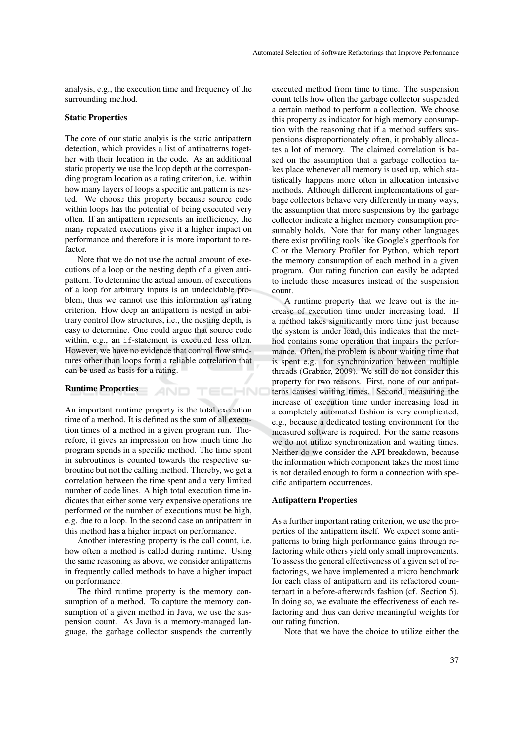analysis, e.g., the execution time and frequency of the surrounding method.

### Static Properties

The core of our static analyis is the static antipattern detection, which provides a list of antipatterns together with their location in the code. As an additional static property we use the loop depth at the corresponding program location as a rating criterion, i.e. within how many layers of loops a specific antipattern is nested. We choose this property because source code within loops has the potential of being executed very often. If an antipattern represents an inefficiency, the many repeated executions give it a higher impact on performance and therefore it is more important to refactor.

Note that we do not use the actual amount of executions of a loop or the nesting depth of a given antipattern. To determine the actual amount of executions of a loop for arbitrary inputs is an undecidable problem, thus we cannot use this information as rating criterion. How deep an antipattern is nested in arbitrary control flow structures, i.e., the nesting depth, is easy to determine. One could argue that source code within, e.g., an `if`-statement is executed less often. However, we have no evidence that control flow structures other than loops form a reliable correlation that can be used as basis for a rating.

### Runtime Properties

An important runtime property is the total execution time of a method. It is defined as the sum of all execution times of a method in a given program run. Therefore, it gives an impression on how much time the program spends in a specific method. The time spent in subroutines is counted towards the respective subroutine but not the calling method. Thereby, we get a correlation between the time spent and a very limited number of code lines. A high total execution time indicates that either some very expensive operations are performed or the number of executions must be high, e.g. due to a loop. In the second case an antipattern in this method has a higher impact on performance.

Another interesting property is the call count, i.e. how often a method is called during runtime. Using the same reasoning as above, we consider antipatterns in frequently called methods to have a higher impact on performance.

The third runtime property is the memory consumption of a method. To capture the memory consumption of a given method in Java, we use the suspension count. As Java is a memory-managed language, the garbage collector suspends the currently executed method from time to time. The suspension count tells how often the garbage collector suspended a certain method to perform a collection. We choose this property as indicator for high memory consumption with the reasoning that if a method suffers suspensions disproportionately often, it probably allocates a lot of memory. The claimed correlation is based on the assumption that a garbage collection takes place whenever all memory is used up, which statistically happens more often in allocation intensive methods. Although different implementations of garbage collectors behave very differently in many ways, the assumption that more suspensions by the garbage collector indicate a higher memory consumption presumably holds. Note that for many other languages there exist profiling tools like Google's gperftools for C or the Memory Profiler for Python, which report the memory consumption of each method in a given program. Our rating function can easily be adapted to include these measures instead of the suspension count.

A runtime property that we leave out is the increase of execution time under increasing load. If a method takes significantly more time just because the system is under load, this indicates that the method contains some operation that impairs the performance. Often, the problem is about waiting time that is spent e.g. for synchronization between multiple threads (Grabner, 2009). We still do not consider this property for two reasons. First, none of our antipatterns causes waiting times. Second, measuring the increase of execution time under increasing load in a completely automated fashion is very complicated, e.g., because a dedicated testing environment for the measured software is required. For the same reasons we do not utilize synchronization and waiting times. Neither do we consider the API breakdown, because the information which component takes the most time is not detailed enough to form a connection with specific antipattern occurrences.

### Antipattern Properties

As a further important rating criterion, we use the properties of the antipattern itself. We expect some antipatterns to bring high performance gains through refactoring while others yield only small improvements. To assess the general effectiveness of a given set of refactorings, we have implemented a micro benchmark for each class of antipattern and its refactored counterpart in a before-afterwards fashion (cf. Section 5). In doing so, we evaluate the effectiveness of each refactoring and thus can derive meaningful weights for our rating function.

Note that we have the choice to utilize either the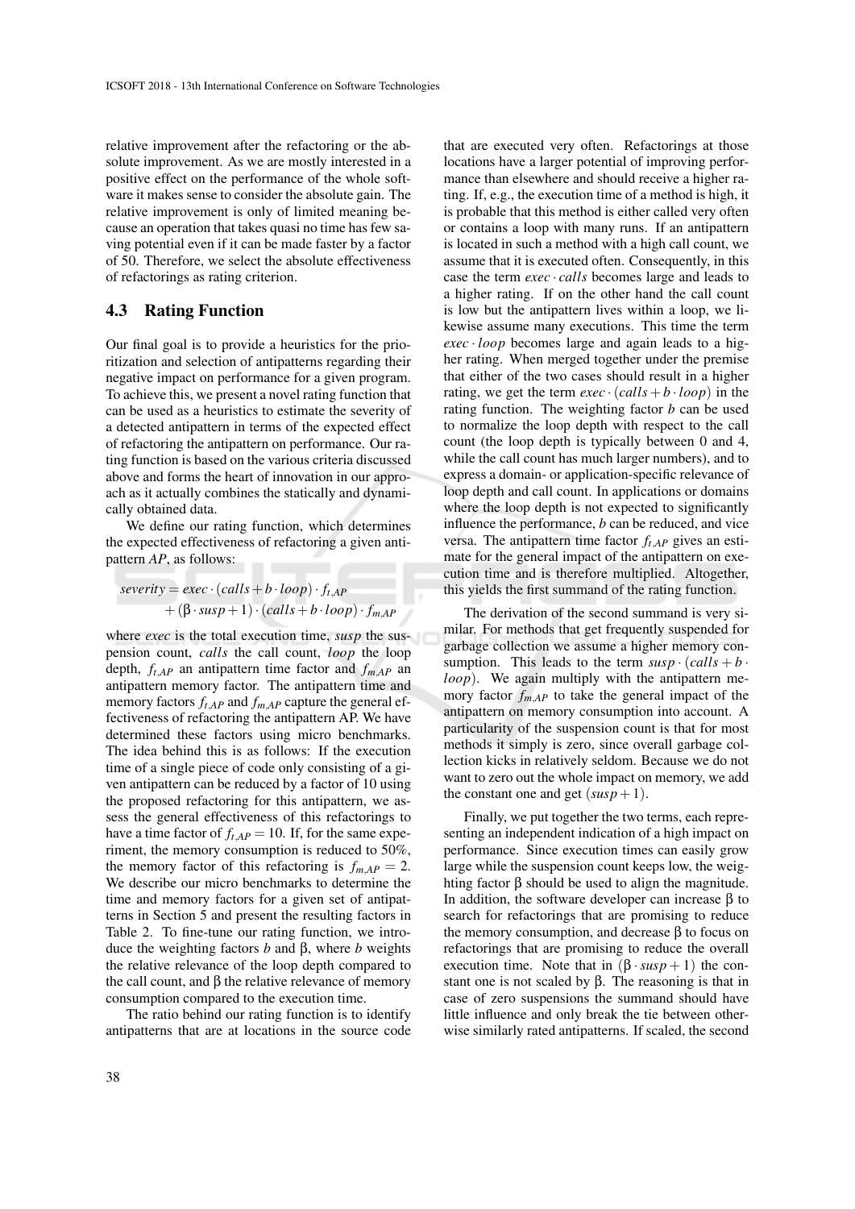relative improvement after the refactoring or the absolute improvement. As we are mostly interested in a positive effect on the performance of the whole software it makes sense to consider the absolute gain. The relative improvement is only of limited meaning because an operation that takes quasi no time has few saving potential even if it can be made faster by a factor of 50. Therefore, we select the absolute effectiveness of refactorings as rating criterion.

### 4.3 Rating Function

Our final goal is to provide a heuristics for the prioritization and selection of antipatterns regarding their negative impact on performance for a given program. To achieve this, we present a novel rating function that can be used as a heuristics to estimate the severity of a detected antipattern in terms of the expected effect of refactoring the antipattern on performance. Our rating function is based on the various criteria discussed above and forms the heart of innovation in our approach as it actually combines the statically and dynamically obtained data.

We define our rating function, which determines the expected effectiveness of refactoring a given antipattern *AP*, as follows:

$$severity = exec \cdot (calls + b \cdot loop) \cdot f_{t,AP} + (\beta \cdot susp + 1) \cdot (calls + b \cdot loop) \cdot f_{m,AP}$$

where *exec* is the total execution time, *susp* the suspension count, *calls* the call count, *loop* the loop depth, $f_{t,AP}$ an antipattern time factor and $f_{m,AP}$ an antipattern memory factor. The antipattern time and memory factors $f_{t,AP}$ and $f_{m,AP}$ capture the general effectiveness of refactoring the antipattern AP. We have determined these factors using micro benchmarks. The idea behind this is as follows: If the execution time of a single piece of code only consisting of a given antipattern can be reduced by a factor of 10 using the proposed refactoring for this antipattern, we assess the general effectiveness of this refactorings to have a time factor of $f_{t,AP} = 10$. If, for the same experiment, the memory consumption is reduced to 50%, the memory factor of this refactoring is $f_{m,AP} = 2$. We describe our micro benchmarks to determine the time and memory factors for a given set of antipatterns in Section 5 and present the resulting factors in Table 2. To fine-tune our rating function, we introduce the weighting factors $b$ and $\beta$, where $b$ weights the relative relevance of the loop depth compared to the call count, and $\beta$ the relative relevance of memory consumption compared to the execution time.

The ratio behind our rating function is to identify antipatterns that are at locations in the source code that are executed very often. Refactorings at those locations have a larger potential of improving performance than elsewhere and should receive a higher rating. If, e.g., the execution time of a method is high, it is probable that this method is either called very often or contains a loop with many runs. If an antipattern is located in such a method with a high call count, we assume that it is executed often. Consequently, in this case the term $exec \cdot calls$ becomes large and leads to a higher rating. If on the other hand the call count is low but the antipattern lives within a loop, we likewise assume many executions. This time the term $exec \cdot loop$ becomes large and again leads to a higher rating. When merged together under the premise that either of the two cases should result in a higher rating, we get the term $exec \cdot (calls + b \cdot loop)$ in the rating function. The weighting factor $b$ can be used to normalize the loop depth with respect to the call count (the loop depth is typically between 0 and 4, while the call count has much larger numbers), and to express a domain- or application-specific relevance of loop depth and call count. In applications or domains where the loop depth is not expected to significantly influence the performance, $b$ can be reduced, and vice versa. The antipattern time factor $f_{t,AP}$ gives an estimate for the general impact of the antipattern on execution time and is therefore multiplied. Altogether, this yields the first summand of the rating function.

The derivation of the second summand is very similar. For methods that get frequently suspended for garbage collection we assume a higher memory consumption. This leads to the term $susp \cdot (calls + b \cdot loop)$. We again multiply with the antipattern memory factor $f_{m,AP}$ to take the general impact of the antipattern on memory consumption into account. A particularity of the suspension count is that for most methods it simply is zero, since overall garbage collection kicks in relatively seldom. Because we do not want to zero out the whole impact on memory, we add the constant one and get $(susp + 1)$.

Finally, we put together the two terms, each representing an independent indication of a high impact on performance. Since execution times can easily grow large while the suspension count keeps low, the weighting factor $\beta$ should be used to align the magnitude. In addition, the software developer can increase $\beta$ to search for refactorings that are promising to reduce the memory consumption, and decrease $\beta$ to focus on refactorings that are promising to reduce the overall execution time. Note that in $(\beta \cdot susp + 1)$ the constant one is not scaled by $\beta$. The reasoning is that in case of zero suspensions the summand should have little influence and only break the tie between otherwise similarly rated antipatterns. If scaled, the second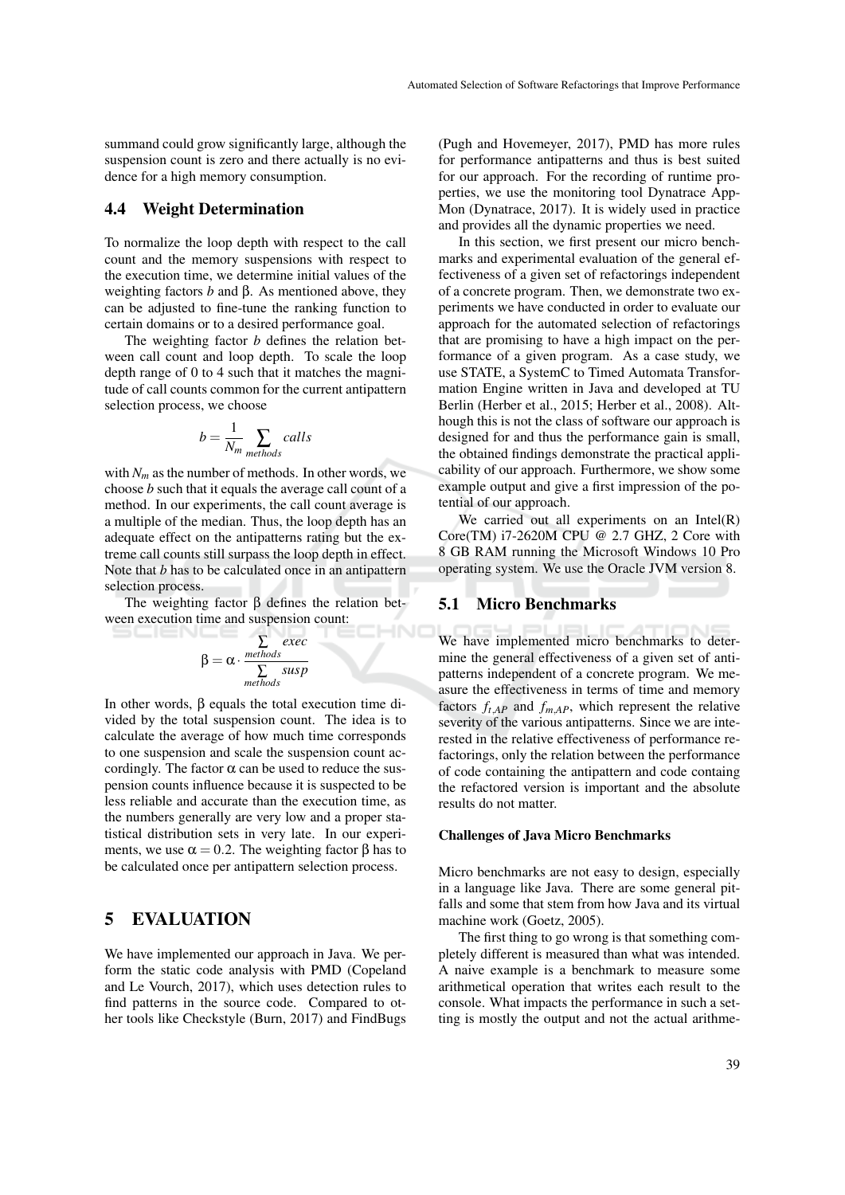summand could grow significantly large, although the suspension count is zero and there actually is no evidence for a high memory consumption.

### 4.4 Weight Determination

To normalize the loop depth with respect to the call count and the memory suspensions with respect to the execution time, we determine initial values of the weighting factors $b$ and $\beta$. As mentioned above, they can be adjusted to fine-tune the ranking function to certain domains or to a desired performance goal.

The weighting factor $b$ defines the relation between call count and loop depth. To scale the loop depth range of 0 to 4 such that it matches the magnitude of call counts common for the current antipattern selection process, we choose

$$b = \frac{1}{N_m} \sum_{methods} calls$$

with $N_m$ as the number of methods. In other words, we choose $b$ such that it equals the average call count of a method. In our experiments, the call count average is a multiple of the median. Thus, the loop depth has an adequate effect on the antipatterns rating but the extreme call counts still surpass the loop depth in effect. Note that $b$ has to be calculated once in an antipattern selection process.

The weighting factor $\beta$ defines the relation between execution time and suspension count:

$$\beta = \alpha \cdot \frac{\sum_{methods} exec}{\sum_{methods} susp}$$

In other words, $\beta$ equals the total execution time divided by the total suspension count. The idea is to calculate the average of how much time corresponds to one suspension and scale the suspension count accordingly. The factor $\alpha$ can be used to reduce the suspension counts influence because it is suspected to be less reliable and accurate than the execution time, as the numbers generally are very low and a proper statistical distribution sets in very late. In our experiments, we use $\alpha = 0.2$. The weighting factor $\beta$ has to be calculated once per antipattern selection process.

## 5 EVALUATION

We have implemented our approach in Java. We perform the static code analysis with PMD (Copeland and Le Vourch, 2017), which uses detection rules to find patterns in the source code. Compared to other tools like Checkstyle (Burn, 2017) and FindBugs (Pugh and Hovemeyer, 2017), PMD has more rules for performance antipatterns and thus is best suited for our approach. For the recording of runtime properties, we use the monitoring tool Dynatrace AppMon (Dynatrace, 2017). It is widely used in practice and provides all the dynamic properties we need.

In this section, we first present our micro benchmarks and experimental evaluation of the general effectiveness of a given set of refactorings independent of a concrete program. Then, we demonstrate two experiments we have conducted in order to evaluate our approach for the automated selection of refactorings that are promising to have a high impact on the performance of a given program. As a case study, we use STATE, a SystemC to Timed Automata Transformation Engine written in Java and developed at TU Berlin (Herber et al., 2015; Herber et al., 2008). Although this is not the class of software our approach is designed for and thus the performance gain is small, the obtained findings demonstrate the practical applicability of our approach. Furthermore, we show some example output and give a first impression of the potential of our approach.

We carried out all experiments on an Intel(R) Core(TM) i7-2620M CPU @ 2.7 GHZ, 2 Core with 8 GB RAM running the Microsoft Windows 10 Pro operating system. We use the Oracle JVM version 8.

### 5.1 Micro Benchmarks

We have implemented micro benchmarks to determine the general effectiveness of a given set of antipatterns independent of a concrete program. We measure the effectiveness in terms of time and memory factors $f_{t,AP}$ and $f_{m,AP}$, which represent the relative severity of the various antipatterns. Since we are interested in the relative effectiveness of performance refactorings, only the relation between the performance of code containing the antipattern and code containg the refactored version is important and the absolute results do not matter.

**Challenges of Java Micro Benchmarks**

Micro benchmarks are not easy to design, especially in a language like Java. There are some general pitfalls and some that stem from how Java and its virtual machine work (Goetz, 2005).

The first thing to go wrong is that something completely different is measured than what was intended. A naive example is a benchmark to measure some arithmetical operation that writes each result to the console. What impacts the performance in such a setting is mostly the output and not the actual arithme-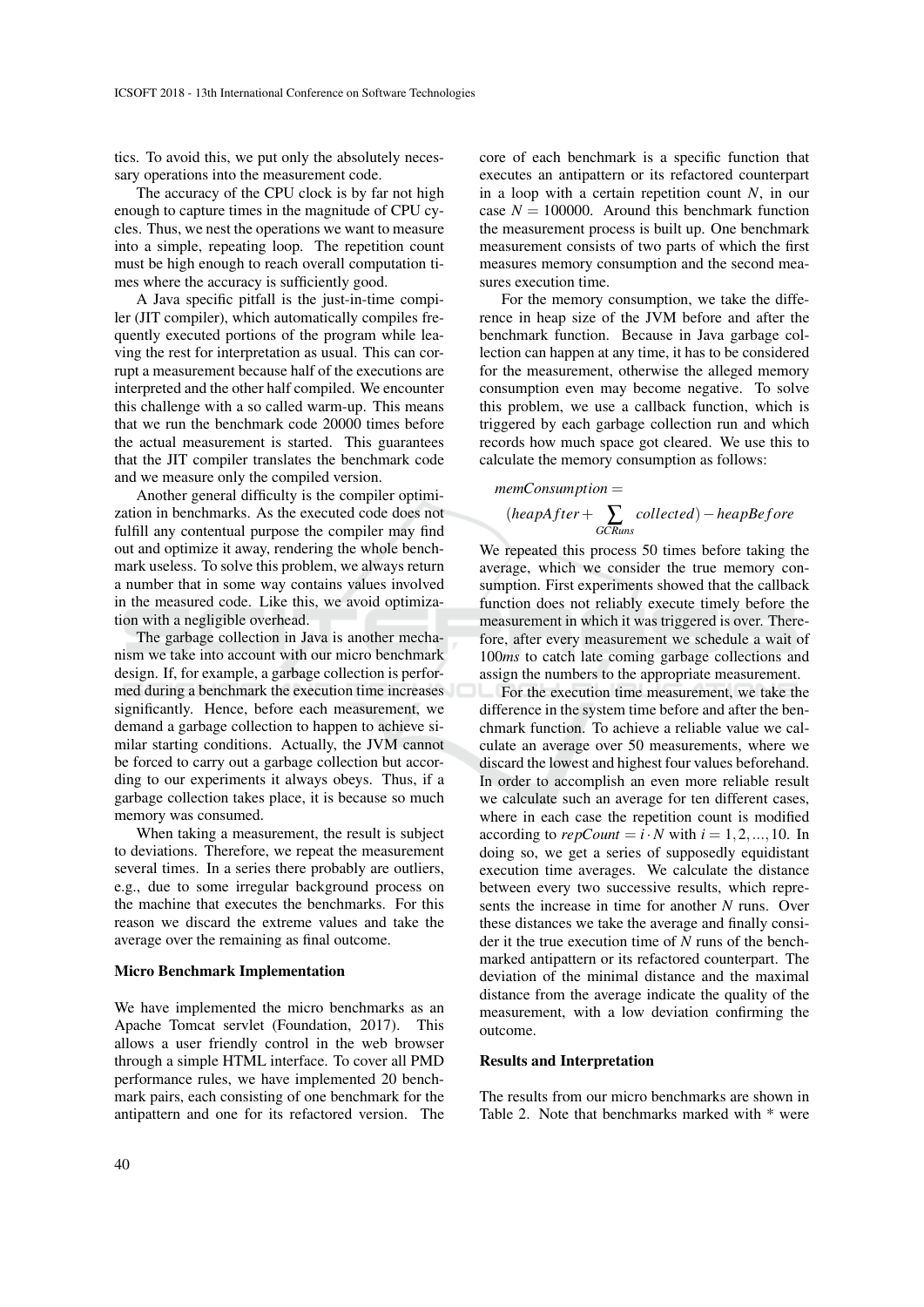tics. To avoid this, we put only the absolutely necessary operations into the measurement code.

The accuracy of the CPU clock is by far not high enough to capture times in the magnitude of CPU cycles. Thus, we nest the operations we want to measure into a simple, repeating loop. The repetition count must be high enough to reach overall computation times where the accuracy is sufficiently good.

A Java specific pitfall is the just-in-time compiler (JIT compiler), which automatically compiles frequently executed portions of the program while leaving the rest for interpretation as usual. This can corrupt a measurement because half of the executions are interpreted and the other half compiled. We encounter this challenge with a so called warm-up. This means that we run the benchmark code 20000 times before the actual measurement is started. This guarantees that the JIT compiler translates the benchmark code and we measure only the compiled version.

Another general difficulty is the compiler optimization in benchmarks. As the executed code does not fulfill any contentual purpose the compiler may find out and optimize it away, rendering the whole benchmark useless. To solve this problem, we always return a number that in some way contains values involved in the measured code. Like this, we avoid optimization with a negligible overhead.

The garbage collection in Java is another mechanism we take into account with our micro benchmark design. If, for example, a garbage collection is performed during a benchmark the execution time increases significantly. Hence, before each measurement, we demand a garbage collection to happen to achieve similar starting conditions. Actually, the JVM cannot be forced to carry out a garbage collection but according to our experiments it always obeys. Thus, if a garbage collection takes place, it is because so much memory was consumed.

When taking a measurement, the result is subject to deviations. Therefore, we repeat the measurement several times. In a series there probably are outliers, e.g., due to some irregular background process on the machine that executes the benchmarks. For this reason we discard the extreme values and take the average over the remaining as final outcome.

**Micro Benchmark Implementation**

We have implemented the micro benchmarks as an Apache Tomcat servlet (Foundation, 2017). This allows a user friendly control in the web browser through a simple HTML interface. To cover all PMD performance rules, we have implemented 20 benchmark pairs, each consisting of one benchmark for the antipattern and one for its refactored version. The core of each benchmark is a specific function that executes an antipattern or its refactored counterpart in a loop with a certain repetition count $N$, in our case $N = 100000$. Around this benchmark function the measurement process is built up. One benchmark measurement consists of two parts of which the first measures memory consumption and the second measures execution time.

For the memory consumption, we take the difference in heap size of the JVM before and after the benchmark function. Because in Java garbage collection can happen at any time, it has to be considered for the measurement, otherwise the alleged memory consumption even may become negative. To solve this problem, we use a callback function, which is triggered by each garbage collection run and which records how much space got cleared. We use this to calculate the memory consumption as follows:

$$memConsumption = (heapAfter + \sum_{GCRuns} collected) - heapBefore$$

We repeated this process 50 times before taking the average, which we consider the true memory consumption. First experiments showed that the callback function does not reliably execute timely before the measurement in which it was triggered is over. Therefore, after every measurement we schedule a wait of $100ms$ to catch late coming garbage collections and assign the numbers to the appropriate measurement.

For the execution time measurement, we take the difference in the system time before and after the benchmark function. To achieve a reliable value we calculate an average over 50 measurements, where we discard the lowest and highest four values beforehand. In order to accomplish an even more reliable result we calculate such an average for ten different cases, where in each case the repetition count is modified according to $repCount = i \cdot N$ with $i = 1, 2, ..., 10$. In doing so, we get a series of supposedly equidistant execution time averages. We calculate the distance between every two successive results, which represents the increase in time for another $N$ runs. Over these distances we take the average and finally consider it the true execution time of $N$ runs of the benchmarked antipattern or its refactored counterpart. The deviation of the minimal distance and the maximal distance from the average indicate the quality of the measurement, with a low deviation confirming the outcome.

**Results and Interpretation**

The results from our micro benchmarks are shown in Table 2. Note that benchmarks marked with * were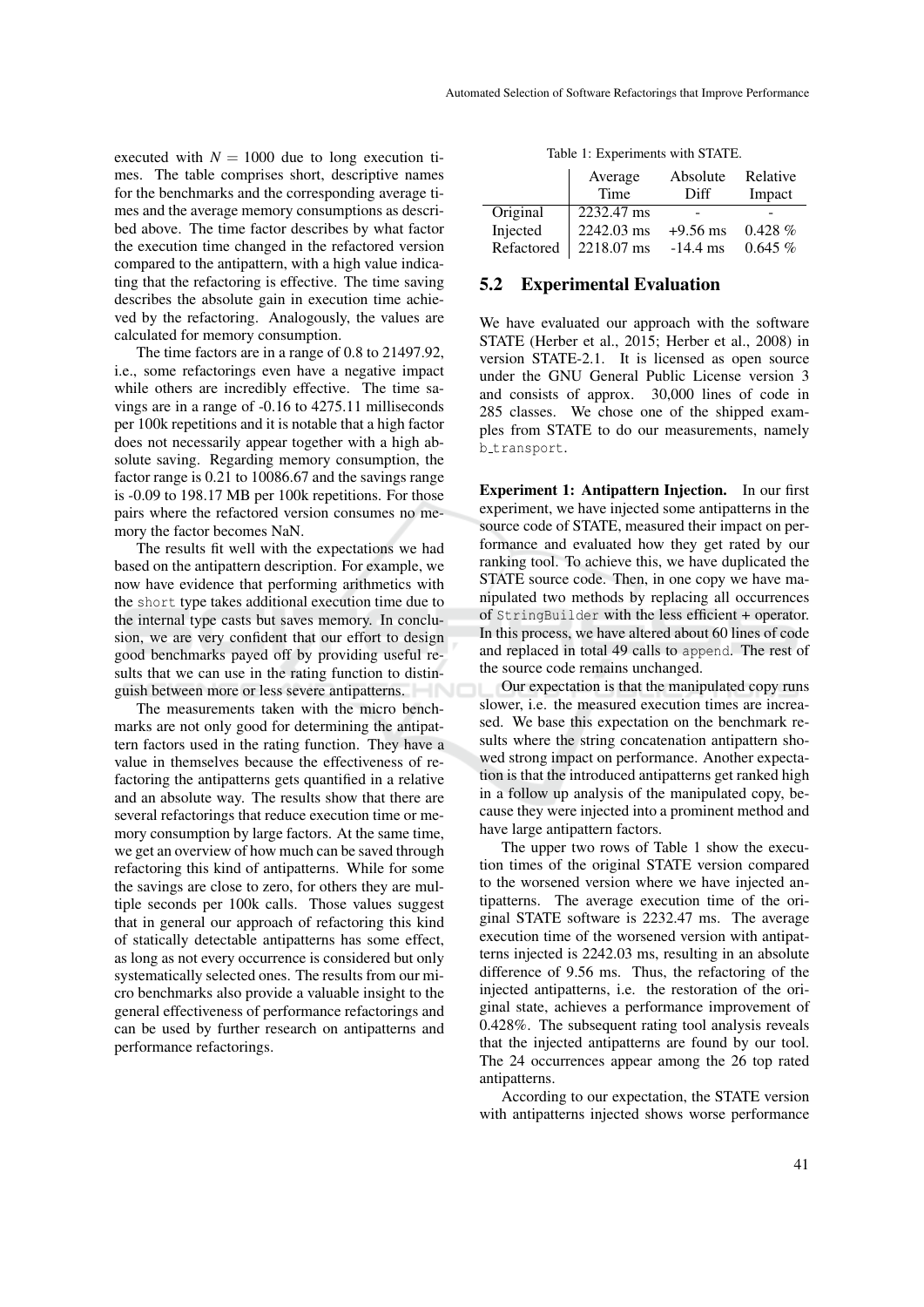executed with $N = 1000$ due to long execution times. The table comprises short, descriptive names for the benchmarks and the corresponding average times and the average memory consumptions as described above. The time factor describes by what factor the execution time changed in the refactored version compared to the antipattern, with a high value indicating that the refactoring is effective. The time saving describes the absolute gain in execution time achieved by the refactoring. Analogously, the values are calculated for memory consumption.

The time factors are in a range of 0.8 to 21497.92, i.e., some refactorings even have a negative impact while others are incredibly effective. The time savings are in a range of -0.16 to 4275.11 milliseconds per 100k repetitions and it is notable that a high factor does not necessarily appear together with a high absolute saving. Regarding memory consumption, the factor range is 0.21 to 10086.67 and the savings range is -0.09 to 198.17 MB per 100k repetitions. For those pairs where the refactored version consumes no memory the factor becomes NaN.

The results fit well with the expectations we had based on the antipattern description. For example, we now have evidence that performing arithmetics with the `short` type takes additional execution time due to the internal type casts but saves memory. In conclusion, we are very confident that our effort to design good benchmarks payed off by providing useful results that we can use in the rating function to distinguish between more or less severe antipatterns.

The measurements taken with the micro benchmarks are not only good for determining the antipattern factors used in the rating function. They have a value in themselves because the effectiveness of refactoring the antipatterns gets quantified in a relative and an absolute way. The results show that there are several refactorings that reduce execution time or memory consumption by large factors. At the same time, we get an overview of how much can be saved through refactoring this kind of antipatterns. While for some the savings are close to zero, for others they are multiple seconds per 100k calls. Those values suggest that in general our approach of refactoring this kind of statically detectable antipatterns has some effect, as long as not every occurrence is considered but only systematically selected ones. The results from our micro benchmarks also provide a valuable insight to the general effectiveness of performance refactorings and can be used by further research on antipatterns and performance refactorings.

Table 1: Experiments with STATE.

| | Average Time | Absolute Diff | Relative Impact |
|---|---|---|---|
| Original | 2232.47 ms | - | - |
| Injected | 2242.03 ms | +9.56 ms | 0.428 % |
| Refactored | 2218.07 ms | -14.4 ms | 0.645 % |

## 5.2 Experimental Evaluation

We have evaluated our approach with the software STATE (Herber et al., 2015; Herber et al., 2008) in version STATE-2.1. It is licensed as open source under the GNU General Public License version 3 and consists of approx. 30,000 lines of code in 285 classes. We chose one of the shipped examples from STATE to do our measurements, namely `b_transport`.

**Experiment 1: Antipattern Injection.** In our first experiment, we have injected some antipatterns in the source code of STATE, measured their impact on performance and evaluated how they get rated by our ranking tool. To achieve this, we have duplicated the STATE source code. Then, in one copy we have manipulated two methods by replacing all occurrences of `StringBuilder` with the less efficient + operator. In this process, we have altered about 60 lines of code and replaced in total 49 calls to `append`. The rest of the source code remains unchanged.

Our expectation is that the manipulated copy runs slower, i.e. the measured execution times are increased. We base this expectation on the benchmark results where the string concatenation antipattern showed strong impact on performance. Another expectation is that the introduced antipatterns get ranked high in a follow up analysis of the manipulated copy, because they were injected into a prominent method and have large antipattern factors.

The upper two rows of Table 1 show the execution times of the original STATE version compared to the worsened version where we have injected antipatterns. The average execution time of the original STATE software is 2232.47 ms. The average execution time of the worsened version with antipatterns injected is 2242.03 ms, resulting in an absolute difference of 9.56 ms. Thus, the refactoring of the injected antipatterns, i.e. the restoration of the original state, achieves a performance improvement of 0.428%. The subsequent rating tool analysis reveals that the injected antipatterns are found by our tool. The 24 occurrences appear among the 26 top rated antipatterns.

According to our expectation, the STATE version with antipatterns injected shows worse performance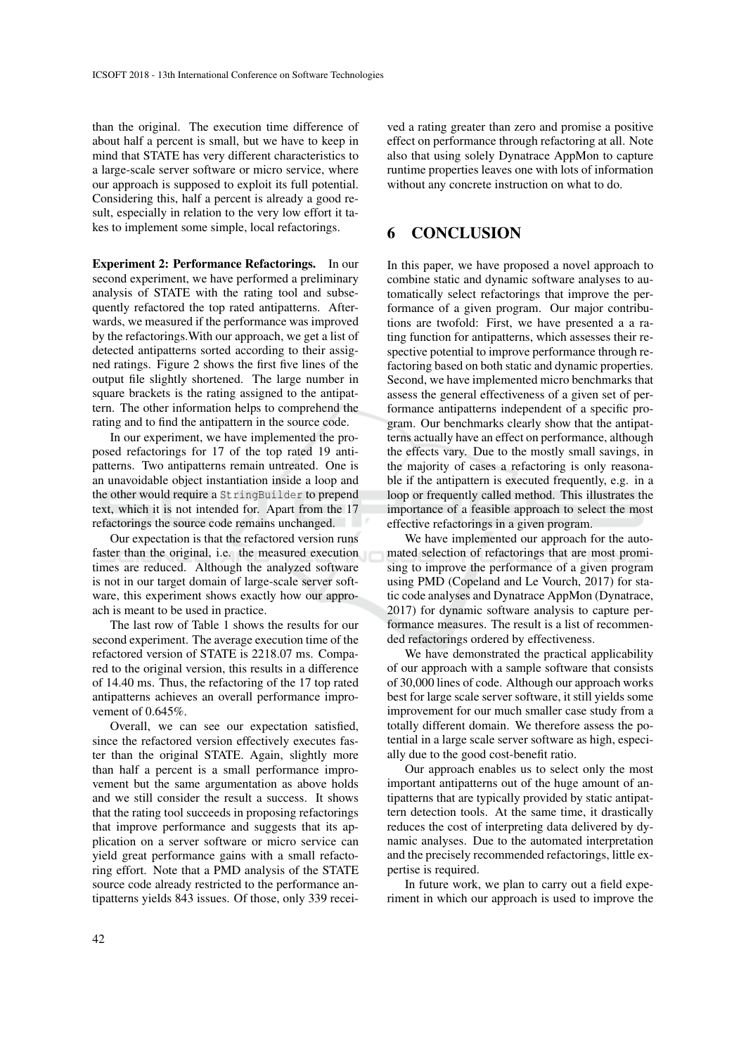than the original. The execution time difference of about half a percent is small, but we have to keep in mind that STATE has very different characteristics to a large-scale server software or micro service, where our approach is supposed to exploit its full potential. Considering this, half a percent is already a good result, especially in relation to the very low effort it takes to implement some simple, local refactorings.

**Experiment 2: Performance Refactorings.** In our second experiment, we have performed a preliminary analysis of STATE with the rating tool and subsequently refactored the top rated antipatterns. Afterwards, we measured if the performance was improved by the refactorings.With our approach, we get a list of detected antipatterns sorted according to their assigned ratings. Figure 2 shows the first five lines of the output file slightly shortened. The large number in square brackets is the rating assigned to the antipattern. The other information helps to comprehend the rating and to find the antipattern in the source code.

In our experiment, we have implemented the proposed refactorings for 17 of the top rated 19 antipatterns. Two antipatterns remain untreated. One is an unavoidable object instantiation inside a loop and the other would require a `StringBuilder` to prepend text, which it is not intended for. Apart from the 17 refactorings the source code remains unchanged.

Our expectation is that the refactored version runs faster than the original, i.e. the measured execution times are reduced. Although the analyzed software is not in our target domain of large-scale server software, this experiment shows exactly how our approach is meant to be used in practice.

The last row of Table 1 shows the results for our second experiment. The average execution time of the refactored version of STATE is 2218.07 ms. Compared to the original version, this results in a difference of 14.40 ms. Thus, the refactoring of the 17 top rated antipatterns achieves an overall performance improvement of 0.645%.

Overall, we can see our expectation satisfied, since the refactored version effectively executes faster than the original STATE. Again, slightly more than half a percent is a small performance improvement but the same argumentation as above holds and we still consider the result a success. It shows that the rating tool succeeds in proposing refactorings that improve performance and suggests that its application on a server software or micro service can yield great performance gains with a small refactoring effort. Note that a PMD analysis of the STATE source code already restricted to the performance antipatterns yields 843 issues. Of those, only 339 received a rating greater than zero and promise a positive effect on performance through refactoring at all. Note also that using solely Dynatrace AppMon to capture runtime properties leaves one with lots of information without any concrete instruction on what to do.

# 6 CONCLUSION

In this paper, we have proposed a novel approach to combine static and dynamic software analyses to automatically select refactorings that improve the performance of a given program. Our major contributions are twofold: First, we have presented a a rating function for antipatterns, which assesses their respective potential to improve performance through refactoring based on both static and dynamic properties. Second, we have implemented micro benchmarks that assess the general effectiveness of a given set of performance antipatterns independent of a specific program. Our benchmarks clearly show that the antipatterns actually have an effect on performance, although the effects vary. Due to the mostly small savings, in the majority of cases a refactoring is only reasonable if the antipattern is executed frequently, e.g. in a loop or frequently called method. This illustrates the importance of a feasible approach to select the most effective refactorings in a given program.

We have implemented our approach for the automated selection of refactorings that are most promising to improve the performance of a given program using PMD (Copeland and Le Vourch, 2017) for static code analyses and Dynatrace AppMon (Dynatrace, 2017) for dynamic software analysis to capture performance measures. The result is a list of recommended refactorings ordered by effectiveness.

We have demonstrated the practical applicability of our approach with a sample software that consists of 30,000 lines of code. Although our approach works best for large scale server software, it still yields some improvement for our much smaller case study from a totally different domain. We therefore assess the potential in a large scale server software as high, especially due to the good cost-benefit ratio.

Our approach enables us to select only the most important antipatterns out of the huge amount of antipatterns that are typically provided by static antipattern detection tools. At the same time, it drastically reduces the cost of interpreting data delivered by dynamic analyses. Due to the automated interpretation and the precisely recommended refactorings, little expertise is required.

In future work, we plan to carry out a field experiment in which our approach is used to improve the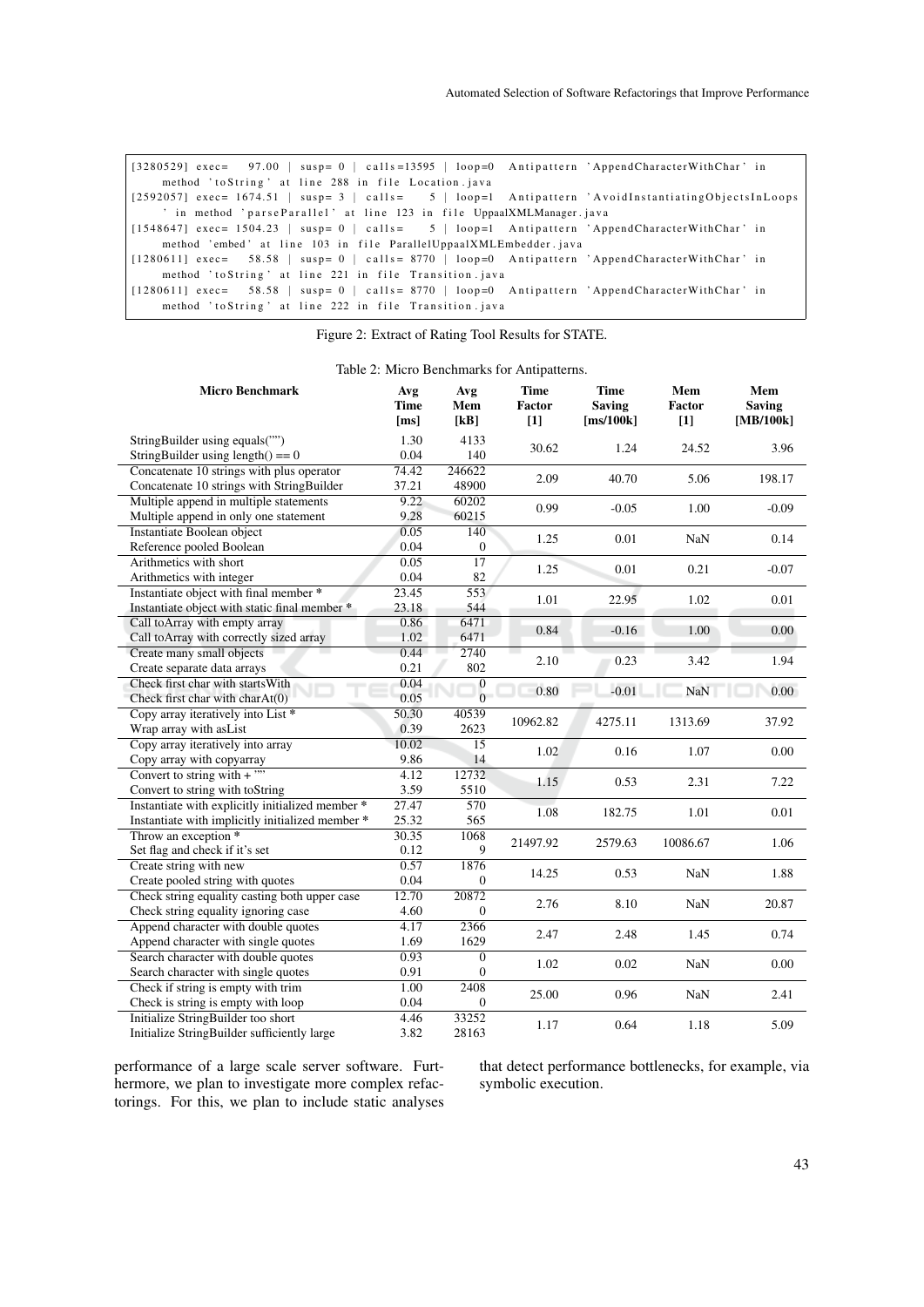```
[3280529] exec=   97.00 | susp= 0 | calls=13595 | loop=0  Antipattern 'AppendCharacterWithChar' in
     method 'toString' at line 288 in file Location.java
[2592057] exec= 1674.51 | susp= 3 | calls=     5 | loop=1  Antipattern 'AvoidInstantiatingObjectsInLoops
     ' in method 'parseParallel' at line 123 in file UppaalXMLManager.java
[1548647] exec= 1504.23 | susp= 0 | calls=     5 | loop=1  Antipattern 'AppendCharacterWithChar' in
     method 'embed' at line 103 in file ParallelUppaalXMLEmbedder.java
[1280611] exec=   58.58 | susp= 0 | calls= 8770 | loop=0  Antipattern 'AppendCharacterWithChar' in
     method 'toString' at line 221 in file Transition.java
[1280611] exec=   58.58 | susp= 0 | calls= 8770 | loop=0  Antipattern 'AppendCharacterWithChar' in
     method 'toString' at line 222 in file Transition.java
```

Figure 2: Extract of Rating Tool Results for STATE.

Table 2: Micro Benchmarks for Antipatterns.

| Micro Benchmark | Avg Time [ms] | Avg Mem [kB] | Time Factor [1] | Time Saving [ms/100k] | Mem Factor [1] | Mem Saving [MB/100k] |
|---|---|---|---|---|---|---|
| StringBuilder using equals("") | 1.30 | 4133 | 30.62 | 1.24 | 24.52 | 3.96 |
| StringBuilder using length() == 0 | 0.04 | 140 | | | | |
| Concatenate 10 strings with plus operator | 74.42 | 246622 | 2.09 | 40.70 | 5.06 | 198.17 |
| Concatenate 10 strings with StringBuilder | 37.21 | 48900 | | | | |
| Multiple append in multiple statements | 9.22 | 60202 | 0.99 | -0.05 | 1.00 | -0.09 |
| Multiple append in only one statement | 9.28 | 60215 | | | | |
| Instantiate Boolean object | 0.05 | 140 | 1.25 | 0.01 | NaN | 0.14 |
| Reference pooled Boolean | 0.04 | 0 | | | | |
| Arithmetics with short | 0.05 | 17 | 1.25 | 0.01 | 0.21 | -0.07 |
| Arithmetics with integer | 0.04 | 82 | | | | |
| Instantiate object with final member * | 23.45 | 553 | 1.01 | 22.95 | 1.02 | 0.01 |
| Instantiate object with static final member * | 23.18 | 544 | | | | |
| Call toArray with empty array | 0.86 | 6471 | 0.84 | -0.16 | 1.00 | 0.00 |
| Call toArray with correctly sized array | 1.02 | 6471 | | | | |
| Create many small objects | 0.44 | 2740 | 2.10 | 0.23 | 3.42 | 1.94 |
| Create separate data arrays | 0.21 | 802 | | | | |
| Check first char with startsWith | 0.04 | 0 | 0.80 | -0.01 | NaN | 0.00 |
| Check first char with charAt(0) | 0.05 | 0 | | | | |
| Copy array iteratively into List * | 50.30 | 40539 | 10962.82 | 4275.11 | 1313.69 | 37.92 |
| Wrap array with asList | 0.39 | 2623 | | | | |
| Copy array iteratively into array | 10.02 | 15 | 1.02 | 0.16 | 1.07 | 0.00 |
| Copy array with copyarray | 9.86 | 14 | | | | |
| Convert to string with + "" | 4.12 | 12732 | 1.15 | 0.53 | 2.31 | 7.22 |
| Convert to string with toString | 3.59 | 5510 | | | | |
| Instantiate with explicitly initialized member * | 27.47 | 570 | 1.08 | 182.75 | 1.01 | 0.01 |
| Instantiate with implicitly initialized member * | 25.32 | 565 | | | | |
| Throw an exception * | 30.35 | 1068 | 21497.92 | 2579.63 | 10086.67 | 1.06 |
| Set flag and check if it's set | 0.12 | 9 | | | | |
| Create string with new | 0.57 | 1876 | 14.25 | 0.53 | NaN | 1.88 |
| Create pooled string with quotes | 0.04 | 0 | | | | |
| Check string equality casting both upper case | 12.70 | 20872 | 2.76 | 8.10 | NaN | 20.87 |
| Check string equality ignoring case | 4.60 | 0 | | | | |
| Append character with double quotes | 4.17 | 2366 | 2.47 | 2.48 | 1.45 | 0.74 |
| Append character with single quotes | 1.69 | 1629 | | | | |
| Search character with double quotes | 0.93 | 0 | 1.02 | 0.02 | NaN | 0.00 |
| Search character with single quotes | 0.91 | 0 | | | | |
| Check if string is empty with trim | 1.00 | 2408 | 25.00 | 0.96 | NaN | 2.41 |
| Check is string is empty with loop | 0.04 | 0 | | | | |
| Initialize StringBuilder too short | 4.46 | 33252 | 1.17 | 0.64 | 1.18 | 5.09 |
| Initialize StringBuilder sufficiently large | 3.82 | 28163 | | | | |

performance of a large scale server software. Furthermore, we plan to investigate more complex refactorings. For this, we plan to include static analyses that detect performance bottlenecks, for example, via symbolic execution.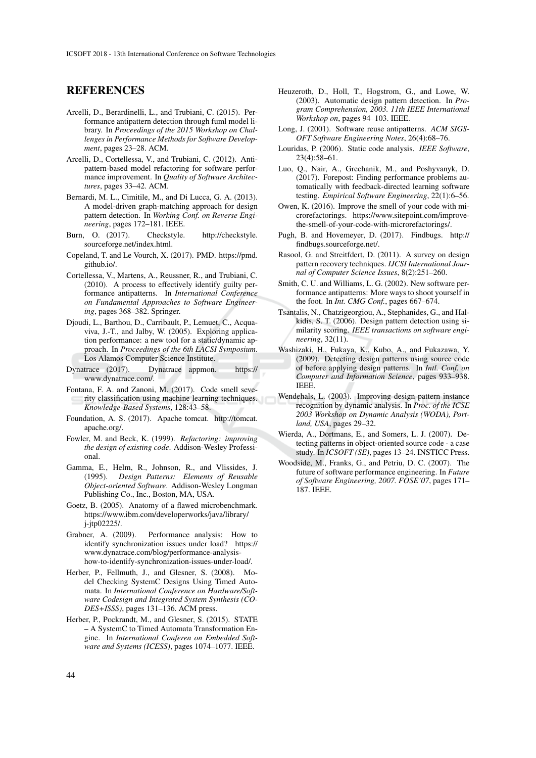## REFERENCES

Arcelli, D., Berardinelli, L., and Trubiani, C. (2015). Performance antipattern detection through fuml model library. In *Proceedings of the 2015 Workshop on Challenges in Performance Methods for Software Development*, pages 23–28. ACM.

Arcelli, D., Cortellessa, V., and Trubiani, C. (2012). Antipattern-based model refactoring for software performance improvement. In *Quality of Software Architectures*, pages 33–42. ACM.

Bernardi, M. L., Cimitile, M., and Di Lucca, G. A. (2013). A model-driven graph-matching approach for design pattern detection. In *Working Conf. on Reverse Engineering*, pages 172–181. IEEE.

Burn, O. (2017). Checkstyle. http://checkstyle.sourceforge.net/index.html.

Copeland, T. and Le Vourch, X. (2017). PMD. https://pmd.github.io/.

Cortellessa, V., Martens, A., Reussner, R., and Trubiani, C. (2010). A process to effectively identify guilty performance antipatterns. In *International Conference on Fundamental Approaches to Software Engineering*, pages 368–382. Springer.

Djoudi, L., Barthou, D., Carribault, P., Lemuet, C., Acquaviva, J.-T., and Jalby, W. (2005). Exploring application performance: a new tool for a static/dynamic approach. In *Proceedings of the 6th LACSI Symposium*. Los Alamos Computer Science Institute.

Dynatrace (2017). Dynatrace appmon. https://www.dynatrace.com/.

Fontana, F. A. and Zanoni, M. (2017). Code smell severity classification using machine learning techniques. *Knowledge-Based Systems*, 128:43–58.

Foundation, A. S. (2017). Apache tomcat. http://tomcat.apache.org/.

Fowler, M. and Beck, K. (1999). *Refactoring: improving the design of existing code*. Addison-Wesley Professional.

Gamma, E., Helm, R., Johnson, R., and Vlissides, J. (1995). *Design Patterns: Elements of Reusable Object-oriented Software*. Addison-Wesley Longman Publishing Co., Inc., Boston, MA, USA.

Goetz, B. (2005). Anatomy of a flawed microbenchmark. https://www.ibm.com/developerworks/java/library/j-jtp02225/.

Grabner, A. (2009). Performance analysis: How to identify synchronization issues under load? https://www.dynatrace.com/blog/performance-analysis-how-to-identify-synchronization-issues-under-load/.

Herber, P., Fellmuth, J., and Glesner, S. (2008). Model Checking SystemC Designs Using Timed Automata. In *International Conference on Hardware/Software Codesign and Integrated System Synthesis (CODES+ISSS)*, pages 131–136. ACM press.

Herber, P., Pockrandt, M., and Glesner, S. (2015). STATE – A SystemC to Timed Automata Transformation Engine. In *International Conferen on Embedded Software and Systems (ICESS)*, pages 1074–1077. IEEE.

Heuzeroth, D., Holl, T., Hogstrom, G., and Lowe, W. (2003). Automatic design pattern detection. In *Program Comprehension, 2003. 11th IEEE International Workshop on*, pages 94–103. IEEE.

Long, J. (2001). Software reuse antipatterns. *ACM SIGSOFT Software Engineering Notes*, 26(4):68–76.

Louridas, P. (2006). Static code analysis. *IEEE Software*, 23(4):58–61.

Luo, Q., Nair, A., Grechanik, M., and Poshyvanyk, D. (2017). Forepost: Finding performance problems automatically with feedback-directed learning software testing. *Empirical Software Engineering*, 22(1):6–56.

Owen, K. (2016). Improve the smell of your code with microrefactorings. https://www.sitepoint.com/improve-the-smell-of-your-code-with-microrefactorings/.

Pugh, B. and Hovemeyer, D. (2017). Findbugs. http://findbugs.sourceforge.net/.

Rasool, G. and Streitfdert, D. (2011). A survey on design pattern recovery techniques. *IJCSI International Journal of Computer Science Issues*, 8(2):251–260.

Smith, C. U. and Williams, L. G. (2002). New software performance antipatterns: More ways to shoot yourself in the foot. In *Int. CMG Conf.*, pages 667–674.

Tsantalis, N., Chatzigeorgiou, A., Stephanides, G., and Halkidis, S. T. (2006). Design pattern detection using similarity scoring. *IEEE transactions on software engineering*, 32(11).

Washizaki, H., Fukaya, K., Kubo, A., and Fukazawa, Y. (2009). Detecting design patterns using source code of before applying design patterns. In *Intl. Conf. on Computer and Information Science*, pages 933–938. IEEE.

Wendehals, L. (2003). Improving design pattern instance recognition by dynamic analysis. In *Proc. of the ICSE 2003 Workshop on Dynamic Analysis (WODA), Portland, USA*, pages 29–32.

Wierda, A., Dortmans, E., and Somers, L. J. (2007). Detecting patterns in object-oriented source code - a case study. In *ICSOFT (SE)*, pages 13–24. INSTICC Press.

Woodside, M., Franks, G., and Petriu, D. C. (2007). The future of software performance engineering. In *Future of Software Engineering, 2007. FOSE'07*, pages 171–187. IEEE.